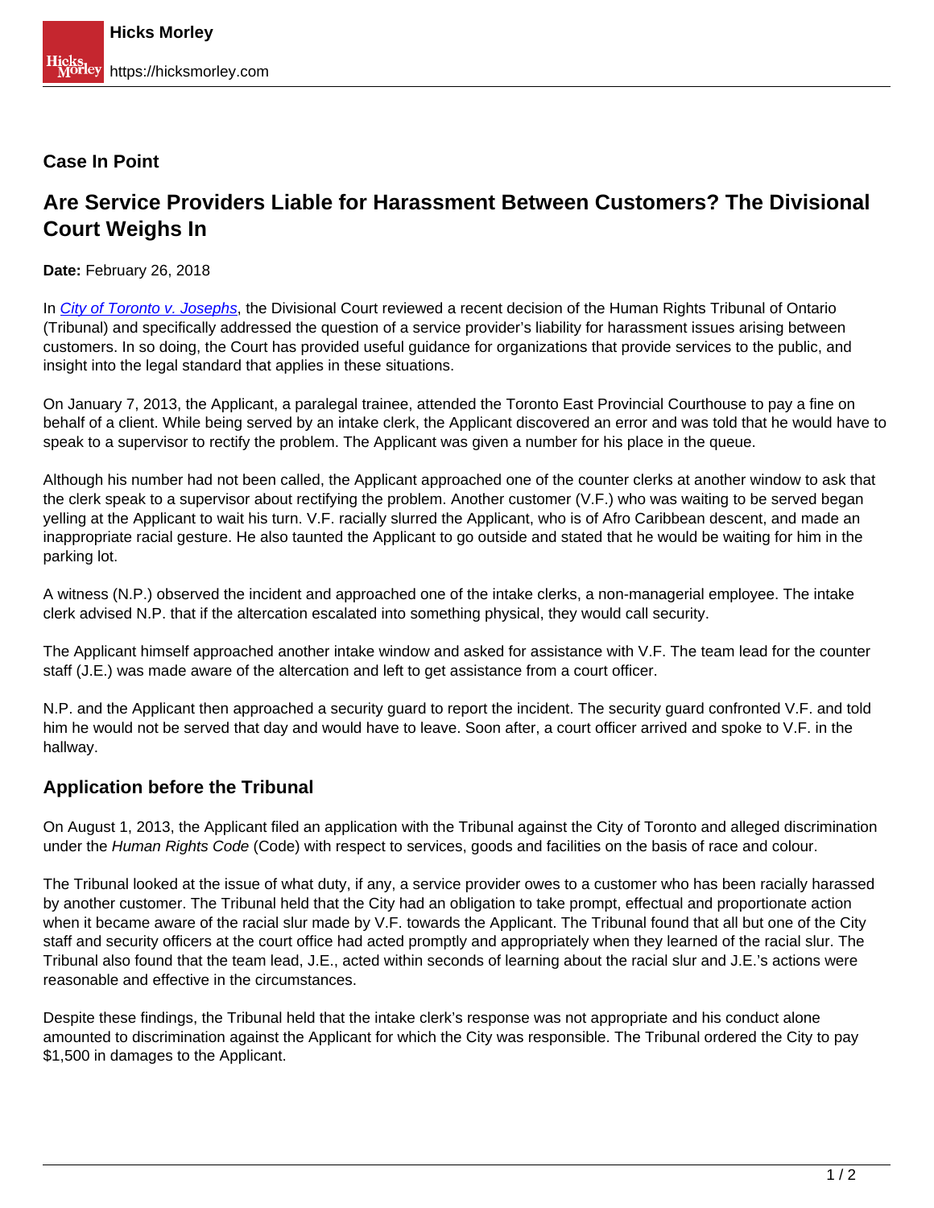**Case In Point**

# Are Service Providers Liable for Harassment Between Customers? The Divisional Court Weighs In

**Date:** February 26, 2018

In *City of Toronto v. Josephs*, the Divisional Court reviewed a recent decision of the Human Rights Tribunal of Ontario (Tribunal) and specifically addressed the question of a service provider's liability for harassment issues arising between customers. In so doing, the Court has provided useful guidance for organizations that provide services to the public, and insight into the legal standard that applies in these situations.

On January 7, 2013, the Applicant, a paralegal trainee, attended the Toronto East Provincial Courthouse to pay a fine on behalf of a client. While being served by an intake clerk, the Applicant discovered an error and was told that he would have to speak to a supervisor to rectify the problem. The Applicant was given a number for his place in the queue.

Although his number had not been called, the Applicant approached one of the counter clerks at another window to ask that the clerk speak to a supervisor about rectifying the problem. Another customer (V.F.) who was waiting to be served began yelling at the Applicant to wait his turn. V.F. racially slurred the Applicant, who is of Afro Caribbean descent, and made an inappropriate racial gesture. He also taunted the Applicant to go outside and stated that he would be waiting for him in the parking lot.

A witness (N.P.) observed the incident and approached one of the intake clerks, a non-managerial employee. The intake clerk advised N.P. that if the altercation escalated into something physical, they would call security.

The Applicant himself approached another intake window and asked for assistance with V.F. The team lead for the counter staff (J.E.) was made aware of the altercation and left to get assistance from a court officer.

N.P. and the Applicant then approached a security guard to report the incident. The security guard confronted V.F. and told him he would not be served that day and would have to leave. Soon after, a court officer arrived and spoke to V.F. in the hallway.

## Application before the Tribunal

On August 1, 2013, the Applicant filed an application with the Tribunal against the City of Toronto and alleged discrimination under the *Human Rights Code* (Code) with respect to services, goods and facilities on the basis of race and colour.

The Tribunal looked at the issue of what duty, if any, a service provider owes to a customer who has been racially harassed by another customer. The Tribunal held that the City had an obligation to take prompt, effectual and proportionate action when it became aware of the racial slur made by V.F. towards the Applicant. The Tribunal found that all but one of the City staff and security officers at the court office had acted promptly and appropriately when they learned of the racial slur. The Tribunal also found that the team lead, J.E., acted within seconds of learning about the racial slur and J.E.'s actions were reasonable and effective in the circumstances.

Despite these findings, the Tribunal held that the intake clerk's response was not appropriate and his conduct alone amounted to discrimination against the Applicant for which the City was responsible. The Tribunal ordered the City to pay $1,500 in damages to the Applicant.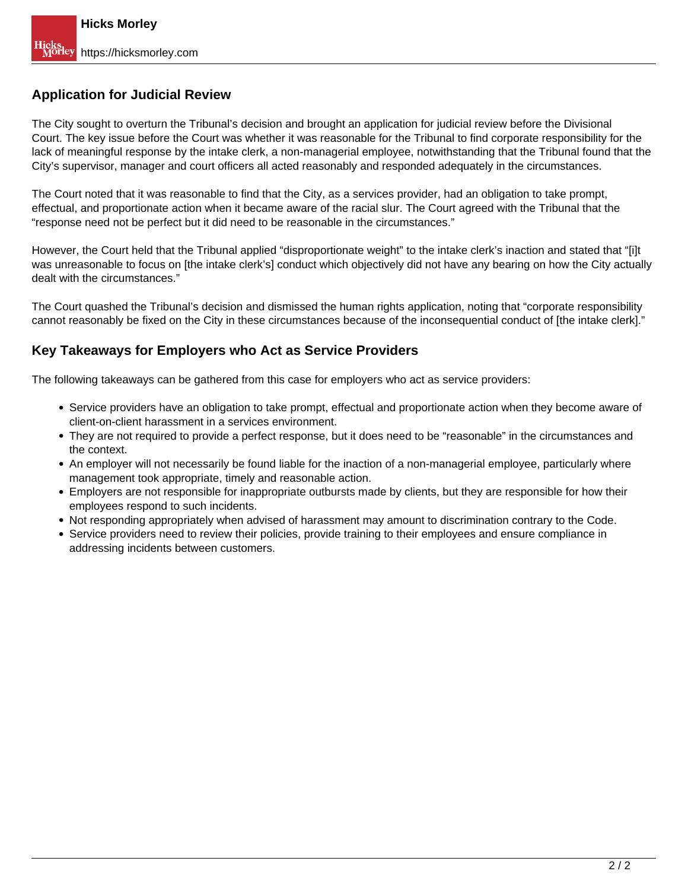## Application for Judicial Review

The City sought to overturn the Tribunal's decision and brought an application for judicial review before the Divisional Court. The key issue before the Court was whether it was reasonable for the Tribunal to find corporate responsibility for the lack of meaningful response by the intake clerk, a non-managerial employee, notwithstanding that the Tribunal found that the City's supervisor, manager and court officers all acted reasonably and responded adequately in the circumstances.

The Court noted that it was reasonable to find that the City, as a services provider, had an obligation to take prompt, effectual, and proportionate action when it became aware of the racial slur. The Court agreed with the Tribunal that the "response need not be perfect but it did need to be reasonable in the circumstances."

However, the Court held that the Tribunal applied "disproportionate weight" to the intake clerk's inaction and stated that "[i]t was unreasonable to focus on [the intake clerk's] conduct which objectively did not have any bearing on how the City actually dealt with the circumstances."

The Court quashed the Tribunal's decision and dismissed the human rights application, noting that "corporate responsibility cannot reasonably be fixed on the City in these circumstances because of the inconsequential conduct of [the intake clerk]."

## Key Takeaways for Employers who Act as Service Providers

The following takeaways can be gathered from this case for employers who act as service providers:

- Service providers have an obligation to take prompt, effectual and proportionate action when they become aware of client-on-client harassment in a services environment.
- They are not required to provide a perfect response, but it does need to be "reasonable" in the circumstances and the context.
- An employer will not necessarily be found liable for the inaction of a non-managerial employee, particularly where management took appropriate, timely and reasonable action.
- Employers are not responsible for inappropriate outbursts made by clients, but they are responsible for how their employees respond to such incidents.
- Not responding appropriately when advised of harassment may amount to discrimination contrary to the Code.
- Service providers need to review their policies, provide training to their employees and ensure compliance in addressing incidents between customers.